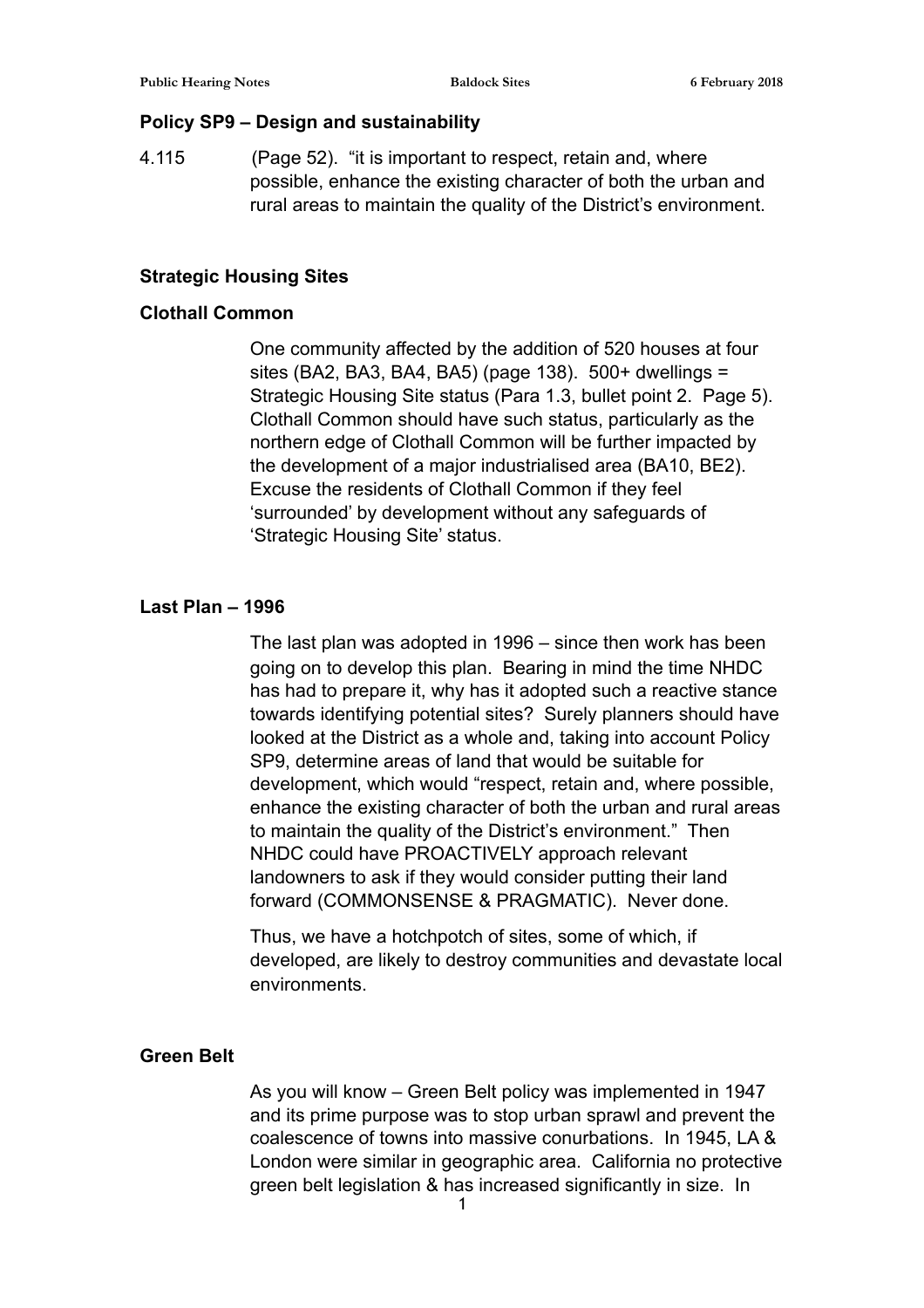**Policy SP9 – Design and sustainability**

4.115 (Page 52). "it is important to respect, retain and, where possible, enhance the existing character of both the urban and rural areas to maintain the quality of the District's environment.

**Strategic Housing Sites**

**Clothall Common**

One community affected by the addition of 520 houses at four sites (BA2, BA3, BA4, BA5) (page 138). 500+ dwellings = Strategic Housing Site status (Para 1.3, bullet point 2. Page 5). Clothall Common should have such status, particularly as the northern edge of Clothall Common will be further impacted by the development of a major industrialised area (BA10, BE2). Excuse the residents of Clothall Common if they feel 'surrounded' by development without any safeguards of 'Strategic Housing Site' status.

**Last Plan – 1996**

The last plan was adopted in 1996 – since then work has been going on to develop this plan. Bearing in mind the time NHDC has had to prepare it, why has it adopted such a reactive stance towards identifying potential sites? Surely planners should have looked at the District as a whole and, taking into account Policy SP9, determine areas of land that would be suitable for development, which would "respect, retain and, where possible, enhance the existing character of both the urban and rural areas to maintain the quality of the District's environment." Then NHDC could have PROACTIVELY approach relevant landowners to ask if they would consider putting their land forward (COMMONSENSE & PRAGMATIC). Never done.

Thus, we have a hotchpotch of sites, some of which, if developed, are likely to destroy communities and devastate local environments.

**Green Belt**

As you will know – Green Belt policy was implemented in 1947 and its prime purpose was to stop urban sprawl and prevent the coalescence of towns into massive conurbations. In 1945, LA & London were similar in geographic area. California no protective green belt legislation & has increased significantly in size. In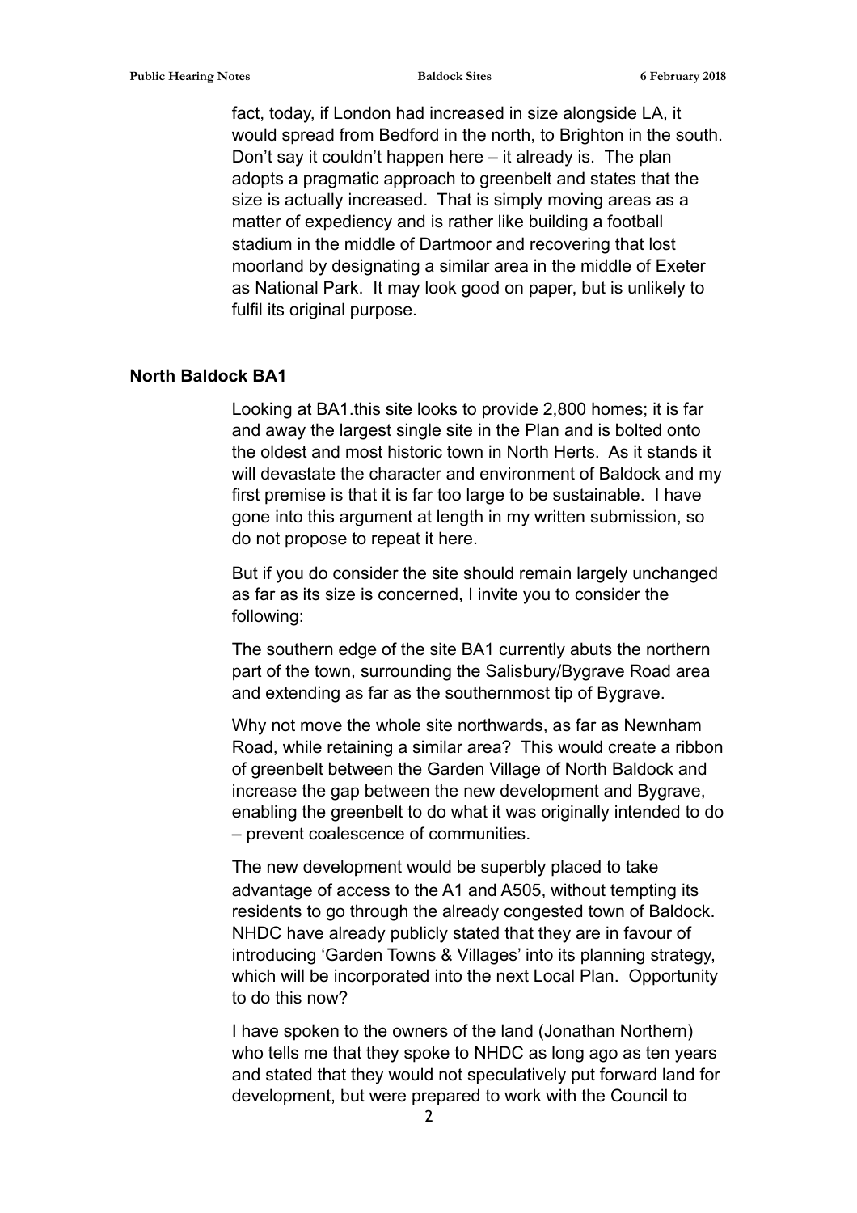fact, today, if London had increased in size alongside LA, it would spread from Bedford in the north, to Brighton in the south. Don't say it couldn't happen here – it already is. The plan adopts a pragmatic approach to greenbelt and states that the size is actually increased. That is simply moving areas as a matter of expediency and is rather like building a football stadium in the middle of Dartmoor and recovering that lost moorland by designating a similar area in the middle of Exeter as National Park. It may look good on paper, but is unlikely to fulfil its original purpose.

## North Baldock BA1

Looking at BA1.this site looks to provide 2,800 homes; it is far and away the largest single site in the Plan and is bolted onto the oldest and most historic town in North Herts. As it stands it will devastate the character and environment of Baldock and my first premise is that it is far too large to be sustainable. I have gone into this argument at length in my written submission, so do not propose to repeat it here.

But if you do consider the site should remain largely unchanged as far as its size is concerned, I invite you to consider the following:

The southern edge of the site BA1 currently abuts the northern part of the town, surrounding the Salisbury/Bygrave Road area and extending as far as the southernmost tip of Bygrave.

Why not move the whole site northwards, as far as Newnham Road, while retaining a similar area? This would create a ribbon of greenbelt between the Garden Village of North Baldock and increase the gap between the new development and Bygrave, enabling the greenbelt to do what it was originally intended to do – prevent coalescence of communities.

The new development would be superbly placed to take advantage of access to the A1 and A505, without tempting its residents to go through the already congested town of Baldock. NHDC have already publicly stated that they are in favour of introducing 'Garden Towns & Villages' into its planning strategy, which will be incorporated into the next Local Plan. Opportunity to do this now?

I have spoken to the owners of the land (Jonathan Northern) who tells me that they spoke to NHDC as long ago as ten years and stated that they would not speculatively put forward land for development, but were prepared to work with the Council to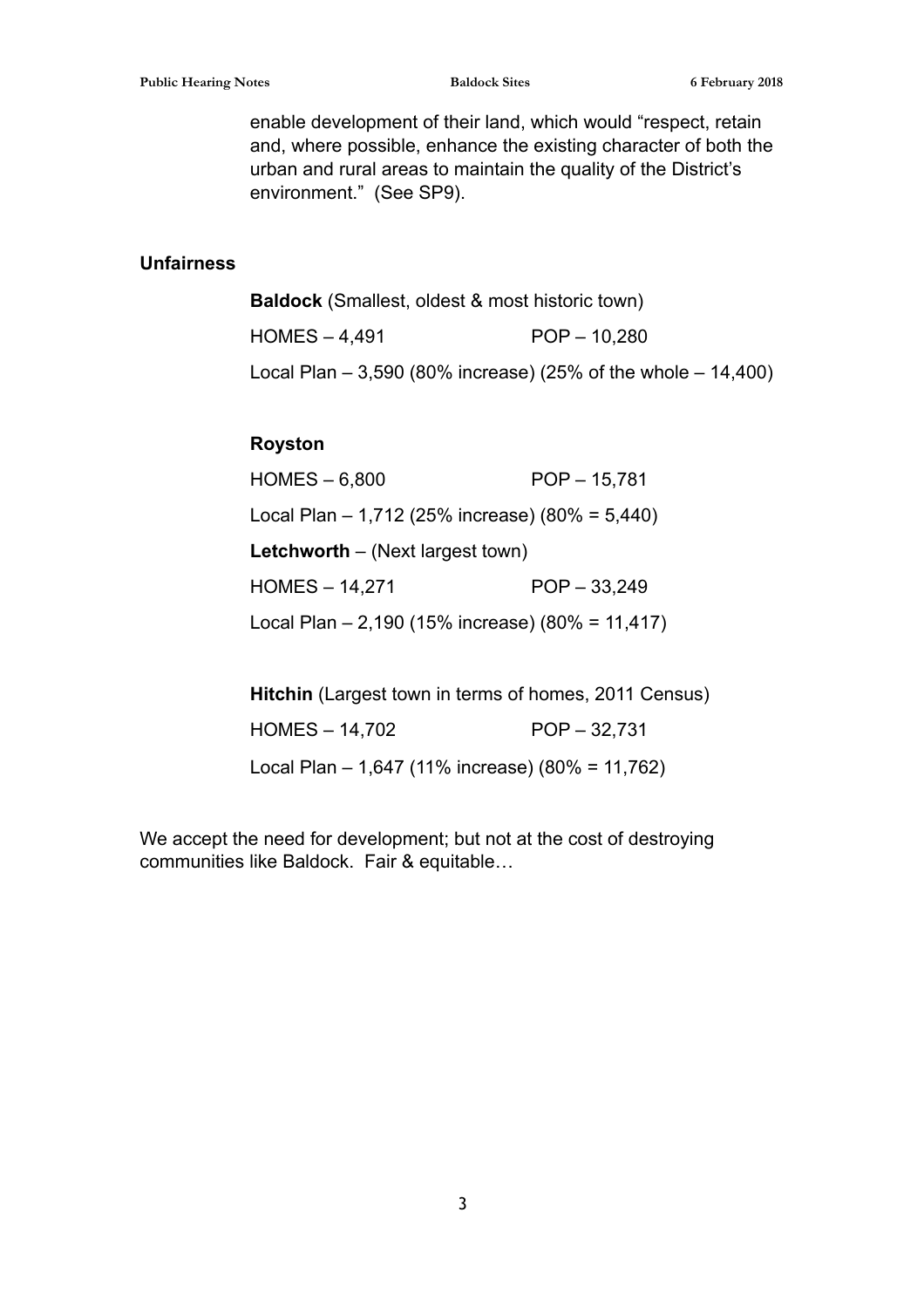enable development of their land, which would "respect, retain and, where possible, enhance the existing character of both the urban and rural areas to maintain the quality of the District's environment." (See SP9).

**Unfairness**

**Baldock** (Smallest, oldest & most historic town)

HOMES – 4,491 POP – 10,280

Local Plan – 3,590 (80% increase) (25% of the whole – 14,400)

**Royston**

HOMES – 6,800 POP – 15,781

Local Plan – 1,712 (25% increase) (80% = 5,440)

**Letchworth** – (Next largest town)

HOMES – 14,271 POP – 33,249

Local Plan – 2,190 (15% increase) (80% = 11,417)

**Hitchin** (Largest town in terms of homes, 2011 Census)

HOMES – 14,702 POP – 32,731

Local Plan – 1,647 (11% increase) (80% = 11,762)

We accept the need for development; but not at the cost of destroying communities like Baldock. Fair & equitable…